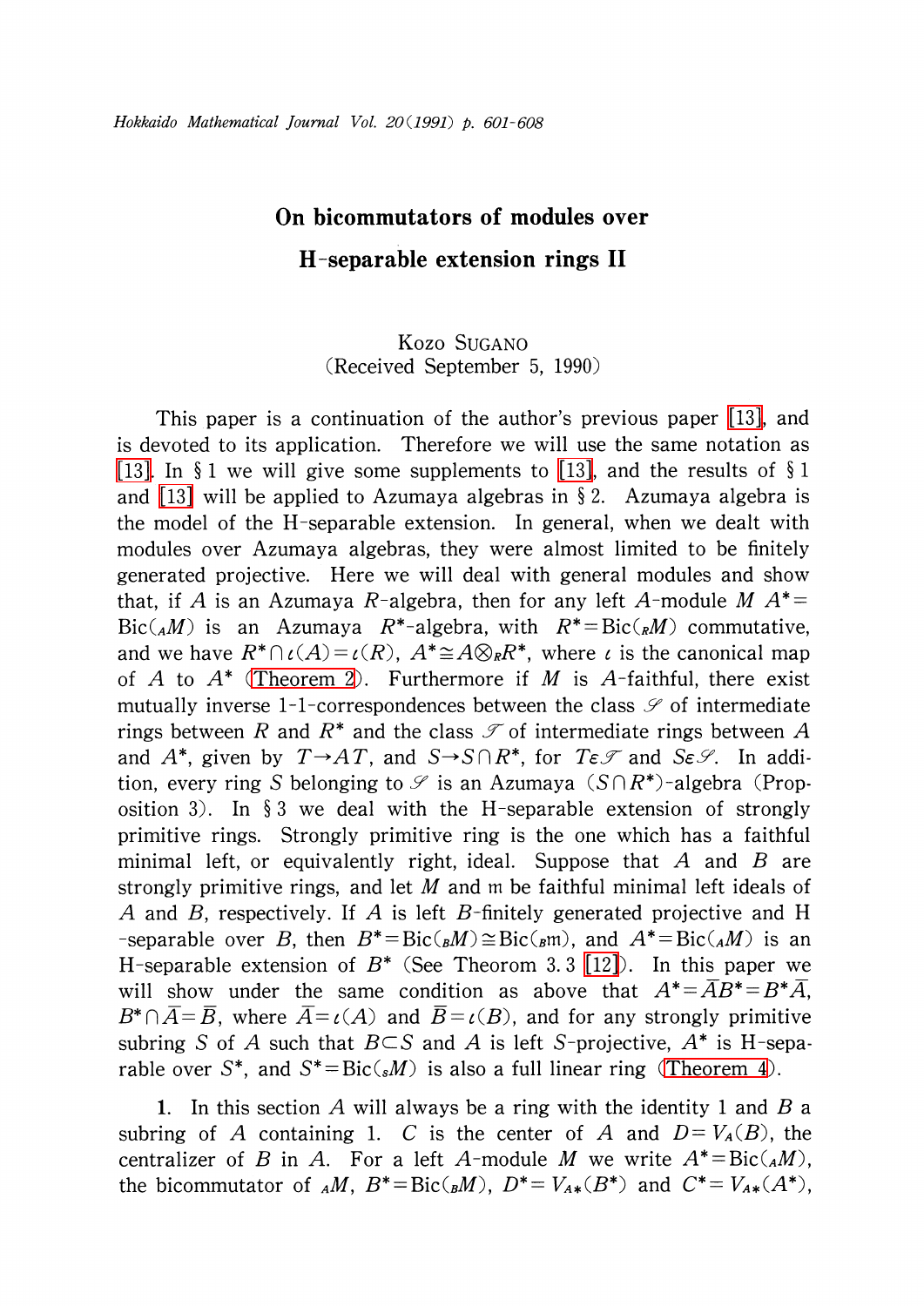# On bicommutators of modules over H-separable extension rings II

Kozo Sugano

(Received September 5, 1990)

This paper is a continuation of the author's previous paper [13], and is devoted to its application. Therefore we will use the same notation as [13]. In § 1 we will give some supplements to [13], and the results of § 1 and [13] will be applied to Azumaya algebras in § 2. Azumaya algebra is the model of the H-separable extension. In general, when we dealt with modules over Azumaya algebras, they were almost limited to be finitely generated projective. Here we will deal with general modules and show that, if $A$ is an Azumaya $R$-algebra, then for any left $A$-module $M$ $A^* = \mathrm{Bic}({}_AM)$ is an Azumaya $R^*$-algebra, with $R^* = \mathrm{Bic}({}_RM)$ commutative, and we have $R^* \cap \iota(A) = \iota(R)$, $A^* \cong A \otimes_R R^*$, where $\iota$ is the canonical map of $A$ to $A^*$ (Theorem 2). Furthermore if $M$ is $A$-faithful, there exist mutually inverse 1-1-correspondences between the class $\mathscr{S}$ of intermediate rings between $R$ and $R^*$ and the class $\mathscr{T}$ of intermediate rings between $A$ and $A^*$, given by $T \to AT$, and $S \to S \cap R^*$, for $T \varepsilon \mathscr{T}$ and $S \varepsilon \mathscr{S}$. In addition, every ring $S$ belonging to $\mathscr{S}$ is an Azumaya $(S \cap R^*)$-algebra (Proposition 3). In § 3 we deal with the H-separable extension of strongly primitive rings. Strongly primitive ring is the one which has a faithful minimal left, or equivalently right, ideal. Suppose that $A$ and $B$ are strongly primitive rings, and let $M$ and $\mathfrak{m}$ be faithful minimal left ideals of $A$ and $B$, respectively. If $A$ is left $B$-finitely generated projective and H-separable over $B$, then $B^* = \mathrm{Bic}({}_BM) \cong \mathrm{Bic}({}_B\mathfrak{m})$, and $A^* = \mathrm{Bic}({}_AM)$ is an H-separable extension of $B^*$ (See Theorem 3.3 [12]). In this paper we will show under the same condition as above that $A^* = \bar{A}B^* = B^*\bar{A}$, $B^* \cap \bar{A} = \bar{B}$, where $\bar{A} = \iota(A)$ and $\bar{B} = \iota(B)$, and for any strongly primitive subring $S$ of $A$ such that $B \subset S$ and $A$ is left $S$-projective, $A^*$ is H-separable over $S^*$, and $S^* = \mathrm{Bic}({}_SM)$ is also a full linear ring (Theorem 4).

**1.** In this section $A$ will always be a ring with the identity 1 and $B$ a subring of $A$ containing 1. $C$ is the center of $A$ and $D = V_A(B)$, the centralizer of $B$ in $A$. For a left $A$-module $M$ we write $A^* = \mathrm{Bic}({}_AM)$, the bicommutator of ${}_AM$, $B^* = \mathrm{Bic}({}_BM)$, $D^* = V_{A*}(B^*)$ and $C^* = V_{A*}(A^*)$,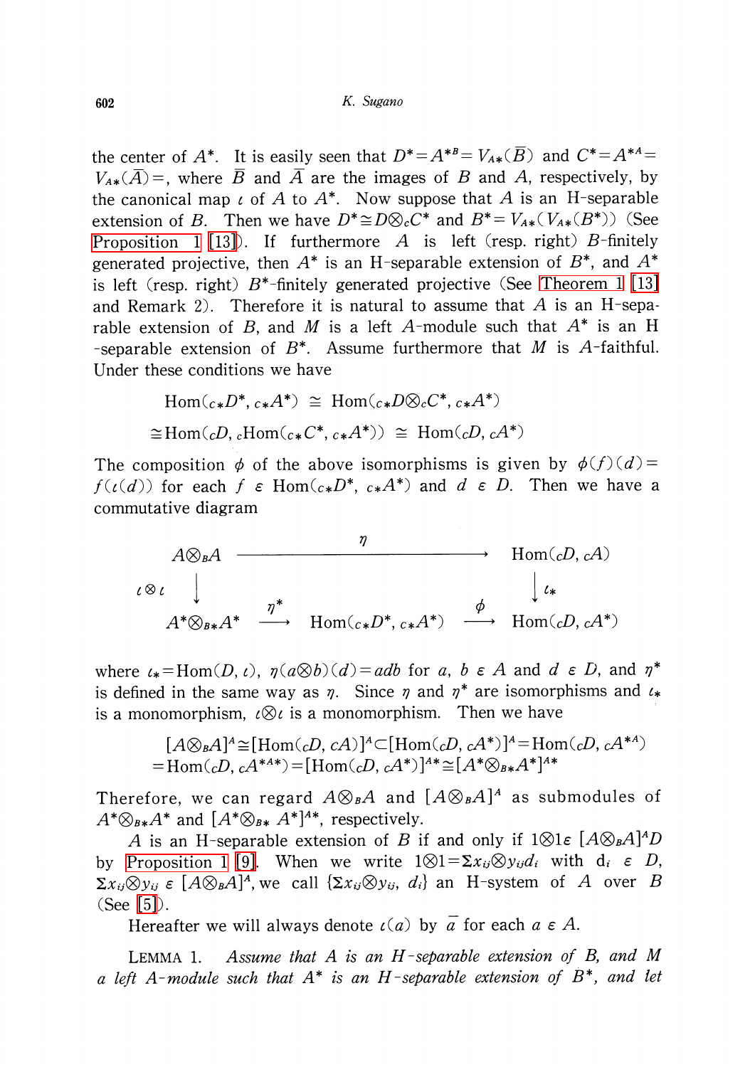the center of $A^*$. It is easily seen that $D^*=A^{*B}=V_{A*}(\bar{B})$ and $C^*=A^{*A}=V_{A*}(\bar{A})=$, where $\bar{B}$ and $\bar{A}$ are the images of $B$ and $A$, respectively, by the canonical map $\iota$ of $A$ to $A^*$. Now suppose that $A$ is an H-separable extension of $B$. Then we have $D^*\cong D\otimes_C C^*$ and $B^*=V_{A*}(V_{A*}(B^*))$ (See Proposition 1 [13]). If furthermore $A$ is left (resp. right) $B$-finitely generated projective, then $A^*$ is an H-separable extension of $B^*$, and $A^*$ is left (resp. right) $B^*$-finitely generated projective (See Theorem 1 [13] and Remark 2). Therefore it is natural to assume that $A$ is an H-separable extension of $B$, and $M$ is a left $A$-module such that $A^*$ is an H-separable extension of $B^*$. Assume furthermore that $M$ is $A$-faithful. Under these conditions we have

$$\mathrm{Hom}({}_{C*}D^*, {}_{C*}A^*) \cong \mathrm{Hom}({}_{C*}D\otimes_C C^*, {}_{C*}A^*)$$

$$\cong \mathrm{Hom}({}_C D, {}_C\mathrm{Hom}({}_{C*}C^*, {}_{C*}A^*)) \cong \mathrm{Hom}({}_C D, {}_C A^*)$$

The composition $\phi$ of the above isomorphisms is given by $\phi(f)(d)=f(\iota(d))$ for each $f \in \mathrm{Hom}({}_{C*}D^*, {}_{C*}A^*)$ and $d \in D$. Then we have a commutative diagram

$$\begin{array}{ccccc}
A\otimes_B A & & \xrightarrow{\quad\quad\eta\quad\quad} & & \mathrm{Hom}({}_C D, {}_C A) \\
\downarrow{\scriptstyle \iota\otimes\iota} & & & & \downarrow{\scriptstyle \iota_*} \\
A^*\otimes_{B*}A^* & \xrightarrow{\eta^*} & \mathrm{Hom}({}_{C*}D^*, {}_{C*}A^*) & \xrightarrow{\phi} & \mathrm{Hom}({}_C D, {}_C A^*)
\end{array}$$

where $\iota_*=\mathrm{Hom}(D, \iota)$, $\eta(a\otimes b)(d)=adb$ for $a, b \in A$ and $d \in D$, and $\eta^*$ is defined in the same way as $\eta$. Since $\eta$ and $\eta^*$ are isomorphisms and $\iota_*$ is a monomorphism, $\iota\otimes\iota$ is a monomorphism. Then we have

$$[A\otimes_B A]^A \cong [\mathrm{Hom}({}_C D, {}_C A)]^A \subset [\mathrm{Hom}({}_C D, {}_C A^*)]^A = \mathrm{Hom}({}_C D, {}_C A^{*A})$$
$$= \mathrm{Hom}({}_C D, {}_C A^{*A*}) = [\mathrm{Hom}({}_C D, {}_C A^*)]^{A*} \cong [A^*\otimes_{B*}A^*]^{A*}$$

Therefore, we can regard $A\otimes_B A$ and $[A\otimes_B A]^A$ as submodules of $A^*\otimes_{B*}A^*$ and $[A^*\otimes_{B*} A^*]^{A*}$, respectively.

$A$ is an H-separable extension of $B$ if and only if $1\otimes 1 \in [A\otimes_B A]^A D$ by Proposition 1 [9]. When we write $1\otimes 1=\Sigma x_{ij}\otimes y_{ij}d_i$ with $d_i \in D$, $\Sigma x_{ij}\otimes y_{ij} \in [A\otimes_B A]^A$, we call $\{\Sigma x_{ij}\otimes y_{ij}, d_i\}$ an H-system of $A$ over $B$ (See [5]).

Hereafter we will always denote $\iota(a)$ by $\bar{a}$ for each $a \in A$.

LEMMA 1. *Assume that $A$ is an H-separable extension of $B$, and $M$ a left $A$-module such that $A^*$ is an H-separable extension of $B^*$, and let*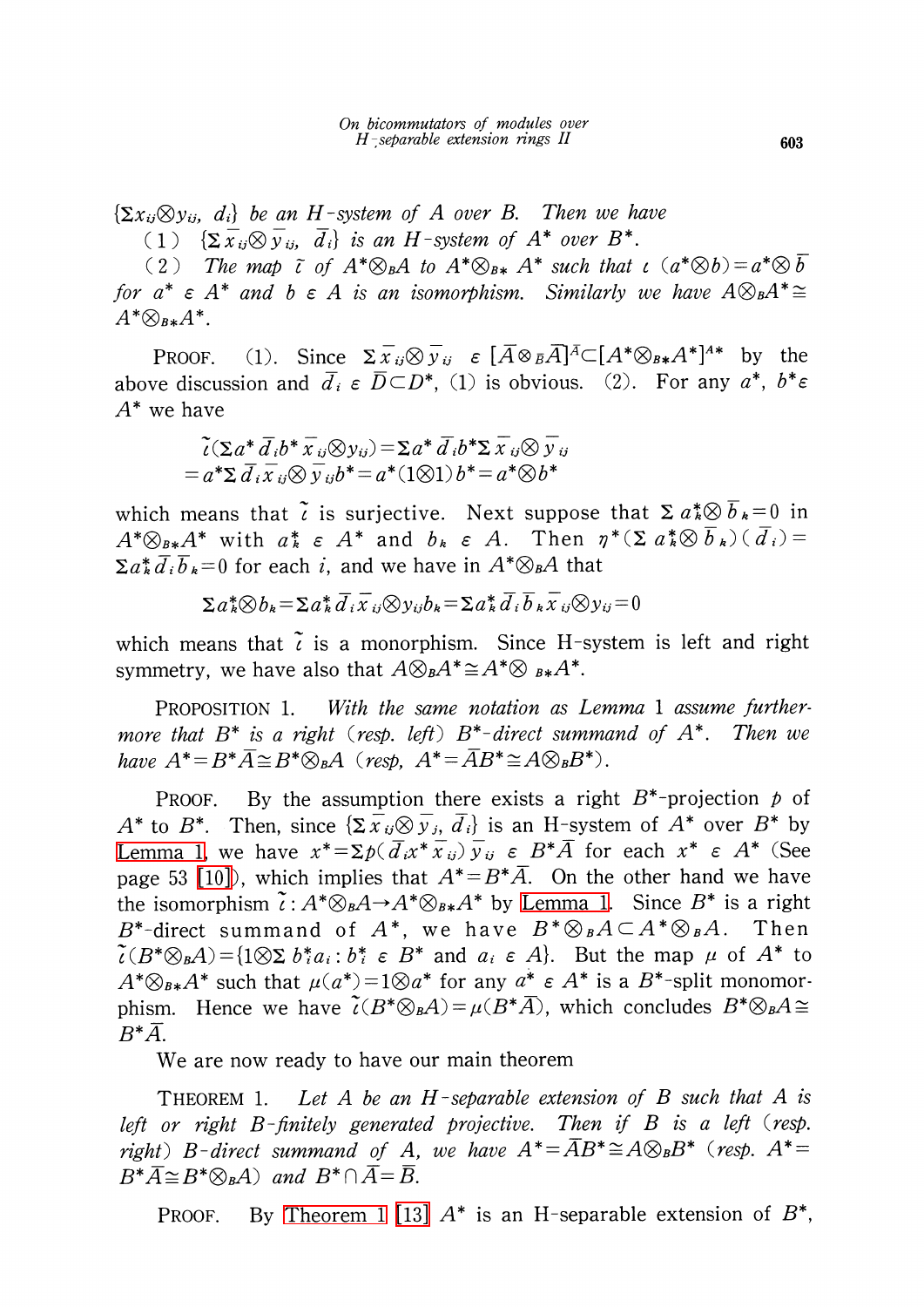$\{\Sigma x_{ij}\otimes y_{ij},\ d_i\}$ *be an H-system of A over B. Then we have*

(1) $\{\Sigma \bar{x}_{ij}\otimes \bar{y}_{ij},\ \bar{d}_i\}$ *is an H-system of* $A^*$ *over* $B^*$.

(2) *The map* $\tilde{\iota}$ *of* $A^*\otimes_B A$ *to* $A^*\otimes_{B*} A^*$ *such that* $\iota\ (a^*\otimes b)=a^*\otimes \bar{b}$ *for* $a^*\ \varepsilon\ A^*$ *and* $b\ \varepsilon\ A$ *is an isomorphism. Similarly we have* $A\otimes_B A^*\cong A^*\otimes_{B*}A^*$.

PROOF. (1). Since $\Sigma \bar{x}_{ij}\otimes \bar{y}_{ij}\ \ \varepsilon\ [\bar{A}\otimes_{\bar{B}}\bar{A}]^{\bar{A}}\subset[A^*\otimes_{B*}A^*]^{A*}$ by the above discussion and $\bar{d}_i\ \varepsilon\ \bar{D}\subset D^*$, (1) is obvious. (2). For any $a^*$, $b^*\varepsilon$ $A^*$ we have

$$\tilde{\iota}(\Sigma a^*\bar{d}_i b^* \bar{x}_{ij}\otimes y_{ij})=\Sigma a^*\bar{d}_i b^*\Sigma \bar{x}_{ij}\otimes \bar{y}_{ij}$$
$$=a^*\Sigma \bar{d}_i \bar{x}_{ij}\otimes \bar{y}_{ij}b^*=a^*(1\otimes 1)b^*=a^*\otimes b^*$$

which means that $\tilde{\iota}$ is surjective. Next suppose that $\Sigma a_k^*\otimes \bar{b}_k=0$ in $A^*\otimes_{B*}A^*$ with $a_k^*\ \varepsilon\ A^*$ and $b_k\ \varepsilon\ A$. Then $\eta^*(\Sigma a_k^*\otimes \bar{b}_k)(\bar{d}_i)=\Sigma a_k^*\bar{d}_i\bar{b}_k=0$ for each $i$, and we have in $A^*\otimes_B A$ that

$$\Sigma a_k^*\otimes b_k=\Sigma a_k^*\bar{d}_i\bar{x}_{ij}\otimes y_{ij}b_k=\Sigma a_k^*\bar{d}_i\bar{b}_k\bar{x}_{ij}\otimes y_{ij}=0$$

which means that $\tilde{\iota}$ is a monorphism. Since H-system is left and right symmetry, we have also that $A\otimes_B A^*\cong A^*\otimes_{B*}A^*$.

PROPOSITION 1. *With the same notation as Lemma 1 assume furthermore that* $B^*$ *is a right (resp. left)* $B^*$*-direct summand of* $A^*$. *Then we have* $A^*=B^*\bar{A}\cong B^*\otimes_B A$ *(resp,* $A^*=\bar{A}B^*\cong A\otimes_B B^*$*).*

PROOF. By the assumption there exists a right $B^*$-projection $p$ of $A^*$ to $B^*$. Then, since $\{\Sigma \bar{x}_{ij}\otimes \bar{y}_j,\ \bar{d}_i\}$ is an H-system of $A^*$ over $B^*$ by Lemma 1, we have $x^*=\Sigma p(\bar{d}_i x^*\bar{x}_{ij})\bar{y}_{ij}\ \varepsilon\ B^*\bar{A}$ for each $x^*\ \varepsilon\ A^*$ (See page 53 [10]), which implies that $A^*=B^*\bar{A}$. On the other hand we have the isomorphism $\tilde{\iota}: A^*\otimes_B A\rightarrow A^*\otimes_{B*}A^*$ by Lemma 1. Since $B^*$ is a right $B^*$-direct summand of $A^*$, we have $B^*\otimes_B A\subset A^*\otimes_B A$. Then $\tilde{\iota}(B^*\otimes_B A)=\{1\otimes\Sigma\ b_i^*a_i: b_i^*\ \varepsilon\ B^*$ and $a_i\ \varepsilon\ A\}$. But the map $\mu$ of $A^*$ to $A^*\otimes_{B*}A^*$ such that $\mu(a^*)=1\otimes a^*$ for any $a^*\ \varepsilon\ A^*$ is a $B^*$-split monomorphism. Hence we have $\tilde{\iota}(B^*\otimes_B A)=\mu(B^*\bar{A})$, which concludes $B^*\otimes_B A\cong B^*\bar{A}$.

We are now ready to have our main theorem

THEOREM 1. *Let A be an H-separable extension of B such that A is left or right B-finitely generated projective. Then if B is a left (resp. right) B-direct summand of A, we have* $A^*=\bar{A}B^*\cong A\otimes_B B^*$ *(resp.* $A^*=B^*\bar{A}\cong B^*\otimes_B A$*) and* $B^*\cap\bar{A}=\bar{B}$.

PROOF. By Theorem 1 [13] $A^*$ is an H-separable extension of $B^*$,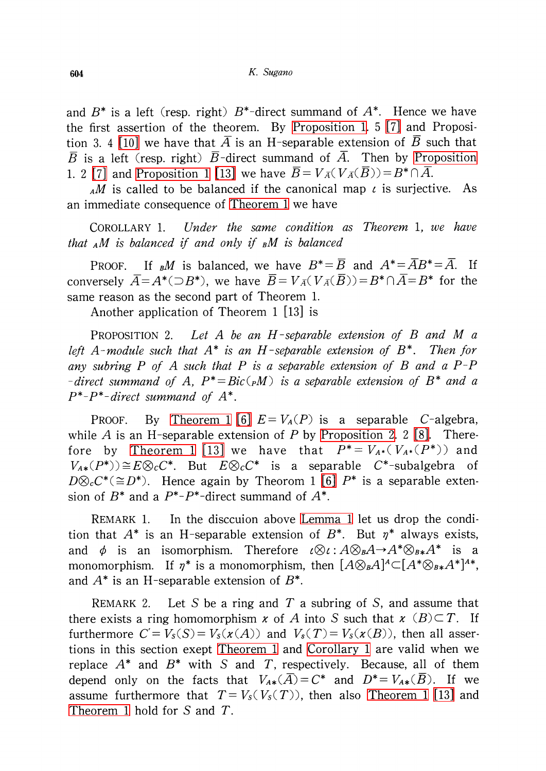and $B^*$ is a left (resp. right) $B^*$-direct summand of $A^*$. Hence we have the first assertion of the theorem. By Proposition 1. 5 [7] and Proposition 3. 4 [10] we have that $\bar{A}$ is an H-separable extension of $\bar{B}$ such that $\bar{B}$ is a left (resp. right) $\bar{B}$-direct summand of $\bar{A}$. Then by Proposition 1. 2 [7] and Proposition 1 [13] we have $\bar{B}=V_{\bar{A}}(V_{\bar{A}}(\bar{B}))=B^*\cap\bar{A}$.

${}_AM$ is called to be balanced if the canonical map $\iota$ is surjective. As an immediate consequence of Theorem 1 we have

COROLLARY 1. *Under the same condition as Theorem 1, we have that ${}_AM$ is balanced if and only if ${}_BM$ is balanced*

PROOF. If ${}_BM$ is balanced, we have $B^*=\bar{B}$ and $A^*=\bar{A}B^*=\bar{A}$. If conversely $\bar{A}=A^*(\supset B^*)$, we have $\bar{B}=V_{\bar{A}}(V_{\bar{A}}(\bar{B}))=B^*\cap\bar{A}=B^*$ for the same reason as the second part of Theorem 1.

Another application of Theorem 1 [13] is

PROPOSITION 2. *Let $A$ be an H-separable extension of $B$ and $M$ a left $A$-module such that $A^*$ is an H-separable extension of $B^*$. Then for any subring $P$ of $A$ such that $P$ is a separable extension of $B$ and a $P$-$P$-direct summand of $A$, $P^*=Bic({}_PM)$ is a separable extension of $B^*$ and a $P^*$-$P^*$-direct summand of $A^*$.*

PROOF. By Theorem 1 [6] $E=V_A(P)$ is a separable $C$-algebra, while $A$ is an H-separable extension of $P$ by Proposition 2. 2 [8]. Therefore by Theorem 1 [13] we have that $P^*=V_{A^*}(V_{A^*}(P^*))$ and $V_{A*}(P^*))\cong E\otimes_C C^*$. But $E\otimes_C C^*$ is a separable $C^*$-subalgebra of $D\otimes_C C^*(\cong D^*)$. Hence again by Theorem 1 [6] $P^*$ is a separable extension of $B^*$ and a $P^*$-$P^*$-direct summand of $A^*$.

REMARK 1. In the disccuion above Lemma 1 let us drop the condition that $A^*$ is an H-separable extension of $B^*$. But $\eta^*$ always exists, and $\phi$ is an isomorphism. Therefore $\iota\otimes\iota: A\otimes_B A\to A^*\otimes_{B*}A^*$ is a monomorphism. If $\eta^*$ is a monomorphism, then $[A\otimes_B A]^A\subset[A^*\otimes_{B*}A^*]^{A*}$, and $A^*$ is an H-separable extension of $B^*$.

REMARK 2. Let $S$ be a ring and $T$ a subring of $S$, and assume that there exists a ring homomorphism $\chi$ of $A$ into $S$ such that $\chi\ (B)\subset T$. If furthermore $C'=V_S(S)=V_S(\chi(A))$ and $V_S(T)=V_S(\chi(B))$, then all assertions in this section exept Theorem 1 and Corollary 1 are valid when we replace $A^*$ and $B^*$ with $S$ and $T$, respectively. Because, all of them depend only on the facts that $V_{A*}(\bar{A})=C^*$ and $D^*=V_{A*}(\bar{B})$. If we assume furthermore that $T=V_S(V_S(T))$, then also Theorem 1 [13] and Theorem 1 hold for $S$ and $T$.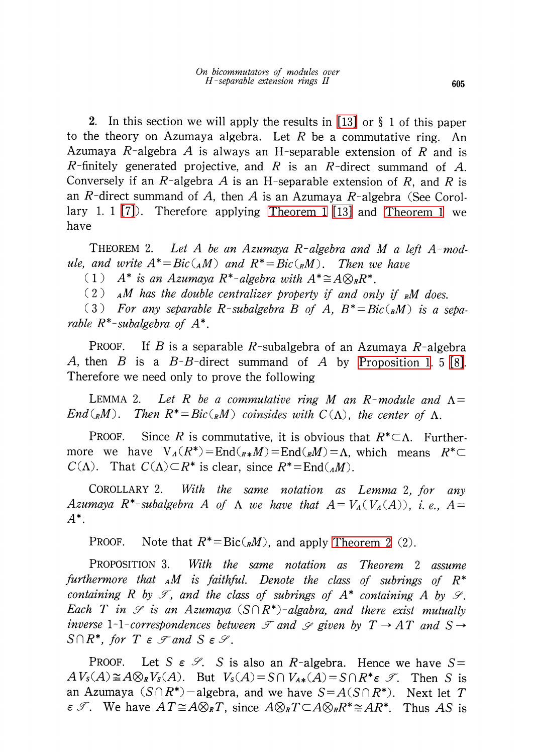**2.** In this section we will apply the results in [13] or § 1 of this paper to the theory on Azumaya algebra. Let $R$ be a commutative ring. An Azumaya $R$-algebra $A$ is always an H-separable extension of $R$ and is $R$-finitely generated projective, and $R$ is an $R$-direct summand of $A$. Conversely if an $R$-algebra $A$ is an H-separable extension of $R$, and $R$ is an $R$-direct summand of $A$, then $A$ is an Azumaya $R$-algebra (See Corollary 1. 1 [7]). Therefore applying Theorem 1 [13] and Theorem 1 we have

THEOREM 2. *Let $A$ be an Azumaya $R$-algebra and $M$ a left $A$-module, and write $A^*=Bic({}_AM)$ and $R^*=Bic({}_RM)$. Then we have*

(1) *$A^*$ is an Azumaya $R^*$-algebra with $A^*\cong A\otimes_R R^*$.*

(2) *${}_AM$ has the double centralizer property if and only if ${}_RM$ does.*

(3) *For any separable $R$-subalgebra $B$ of $A$, $B^*=Bic({}_BM)$ is a separable $R^*$-subalgebra of $A^*$.*

PROOF. If $B$ is a separable $R$-subalgebra of an Azumaya $R$-algebra $A$, then $B$ is a $B$-$B$-direct summand of $A$ by Proposition 1. 5 [8]. Therefore we need only to prove the following

LEMMA 2. *Let $R$ be a commutative ring $M$ an $R$-module and $\Lambda=End({}_RM)$. Then $R^*=Bic({}_RM)$ coinsides with $C(\Lambda)$, the center of $\Lambda$.*

PROOF. Since $R$ is commutative, it is obvious that $R^*\subset\Lambda$. Furthermore we have $V_\Lambda(R^*)=\mathrm{End}({}_{R^*}M)=\mathrm{End}({}_RM)=\Lambda$, which means $R^*\subset C(\Lambda)$. That $C(\Lambda)\subset R^*$ is clear, since $R^*=\mathrm{End}({}_\Lambda M)$.

COROLLARY 2. *With the same notation as Lemma 2, for any Azumaya $R^*$-subalgebra $A$ of $\Lambda$ we have that $A=V_\Lambda(V_\Lambda(A))$, i. e., $A=A^*$.*

PROOF. Note that $R^*=\mathrm{Bic}({}_RM)$, and apply Theorem 2 (2).

PROPOSITION 3. *With the same notation as Theorem 2 assume furthermore that ${}_AM$ is faithful. Denote the class of subrings of $R^*$ containing $R$ by $\mathscr{T}$, and the class of subrings of $A^*$ containing $A$ by $\mathscr{S}$. Each $T$ in $\mathscr{S}$ is an Azumaya $(S\cap R^*)$-algebra, and there exist mutually inverse 1-1-correspondences between $\mathscr{T}$ and $\mathscr{S}$ given by $T\rightarrow AT$ and $S\rightarrow S\cap R^*$, for $T\in\mathscr{T}$ and $S\in\mathscr{S}$.*

PROOF. Let $S\in\mathscr{S}$. $S$ is also an $R$-algebra. Hence we have $S=AV_S(A)\cong A\otimes_R V_S(A)$. But $V_S(A)=S\cap V_{A*}(A)=S\cap R^*\in\mathscr{T}$. Then $S$ is an Azumaya $(S\cap R^*)$-algebra, and we have $S=A(S\cap R^*)$. Next let $T\in\mathscr{T}$. We have $AT\cong A\otimes_R T$, since $A\otimes_R T\subset A\otimes_R R^*\cong AR^*$. Thus $AS$ is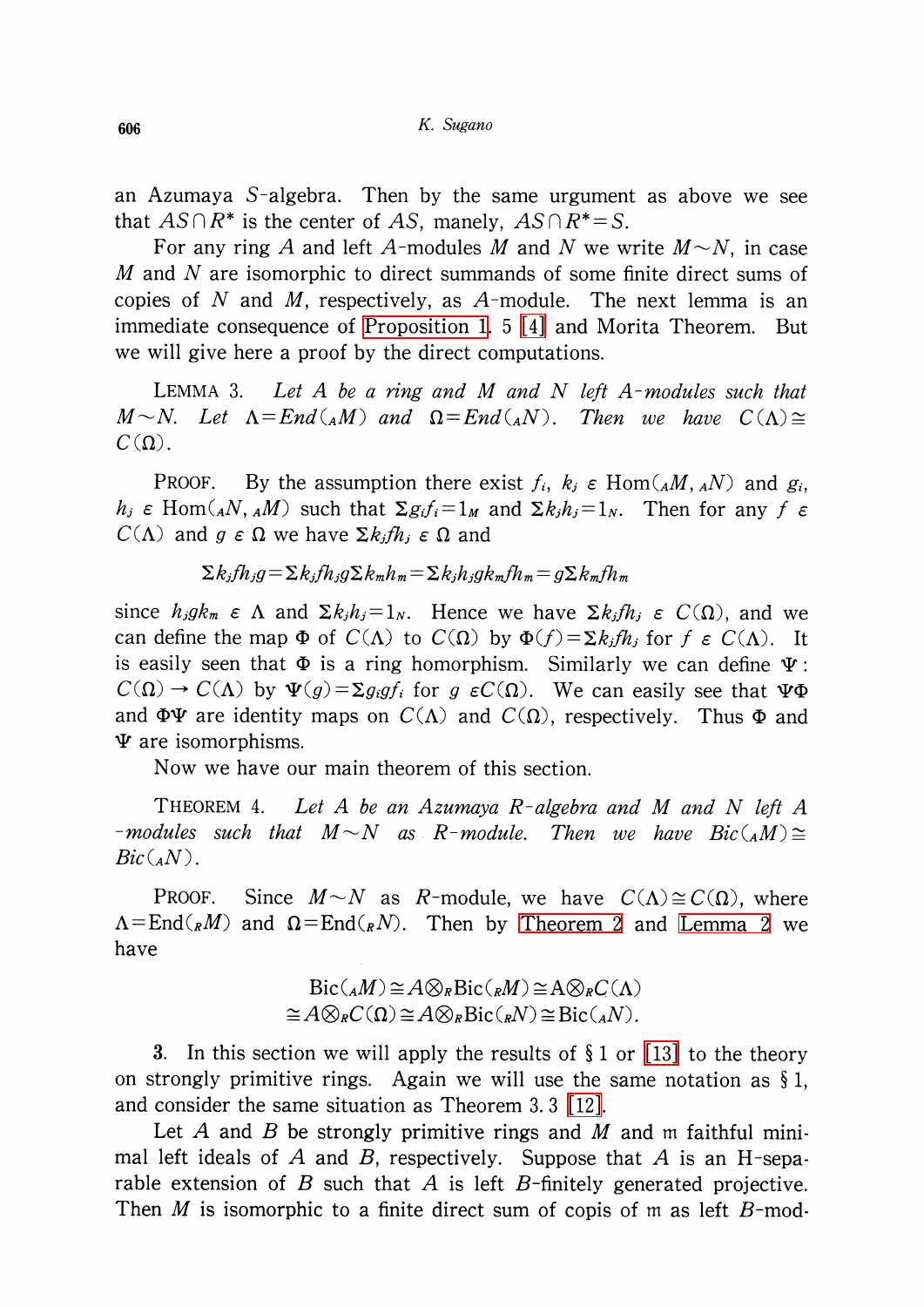an Azumaya $S$-algebra. Then by the same urgument as above we see that $AS \cap R^*$ is the center of $AS$, manely, $AS \cap R^* = S$.

For any ring $A$ and left $A$-modules $M$ and $N$ we write $M \sim N$, in case $M$ and $N$ are isomorphic to direct summands of some finite direct sums of copies of $N$ and $M$, respectively, as $A$-module. The next lemma is an immediate consequence of Proposition 1. 5 [4] and Morita Theorem. But we will give here a proof by the direct computations.

LEMMA 3. *Let $A$ be a ring and $M$ and $N$ left $A$-modules such that $M \sim N$. Let $\Lambda = End({}_AM)$ and $\Omega = End({}_AN)$. Then we have $C(\Lambda) \cong C(\Omega)$.*

PROOF. By the assumption there exist $f_i$, $k_j \in \mathrm{Hom}({}_AM, {}_AN)$ and $g_i$, $h_j \in \mathrm{Hom}({}_AN, {}_AM)$ such that $\Sigma g_i f_i = 1_M$ and $\Sigma k_j h_j = 1_N$. Then for any $f \in C(\Lambda)$ and $g \in \Omega$ we have $\Sigma k_j f h_j \in \Omega$ and

$$\Sigma k_j f h_j g = \Sigma k_j f h_j g \Sigma k_m h_m = \Sigma k_j h_j g k_m f h_m = g \Sigma k_m f h_m$$

since $h_j g k_m \in \Lambda$ and $\Sigma k_j h_j = 1_N$. Hence we have $\Sigma k_j f h_j \in C(\Omega)$, and we can define the map $\Phi$ of $C(\Lambda)$ to $C(\Omega)$ by $\Phi(f) = \Sigma k_j f h_j$ for $f \in C(\Lambda)$. It is easily seen that $\Phi$ is a ring homorphism. Similarly we can define $\Psi$: $C(\Omega) \to C(\Lambda)$ by $\Psi(g) = \Sigma g_i g f_i$ for $g \in C(\Omega)$. We can easily see that $\Psi\Phi$ and $\Phi\Psi$ are identity maps on $C(\Lambda)$ and $C(\Omega)$, respectively. Thus $\Phi$ and $\Psi$ are isomorphisms.

Now we have our main theorem of this section.

THEOREM 4. *Let $A$ be an Azumaya $R$-algebra and $M$ and $N$ left $A$-modules such that $M \sim N$ as $R$-module. Then we have $Bic({}_AM) \cong Bic({}_AN)$.*

PROOF. Since $M \sim N$ as $R$-module, we have $C(\Lambda) \cong C(\Omega)$, where $\Lambda = \mathrm{End}({}_RM)$ and $\Omega = \mathrm{End}({}_RN)$. Then by Theorem 2 and Lemma 2 we have

$$\mathrm{Bic}({}_AM) \cong A \otimes_R \mathrm{Bic}({}_RM) \cong A \otimes_R C(\Lambda)$$
$$\cong A \otimes_R C(\Omega) \cong A \otimes_R \mathrm{Bic}({}_RN) \cong \mathrm{Bic}({}_AN).$$

**3.** In this section we will apply the results of §1 or [13] to the theory on strongly primitive rings. Again we will use the same notation as §1, and consider the same situation as Theorem 3. 3 [12].

Let $A$ and $B$ be strongly primitive rings and $M$ and $\mathfrak{m}$ faithful minimal left ideals of $A$ and $B$, respectively. Suppose that $A$ is an H-separable extension of $B$ such that $A$ is left $B$-finitely generated projective. Then $M$ is isomorphic to a finite direct sum of copis of $\mathfrak{m}$ as left $B$-mod-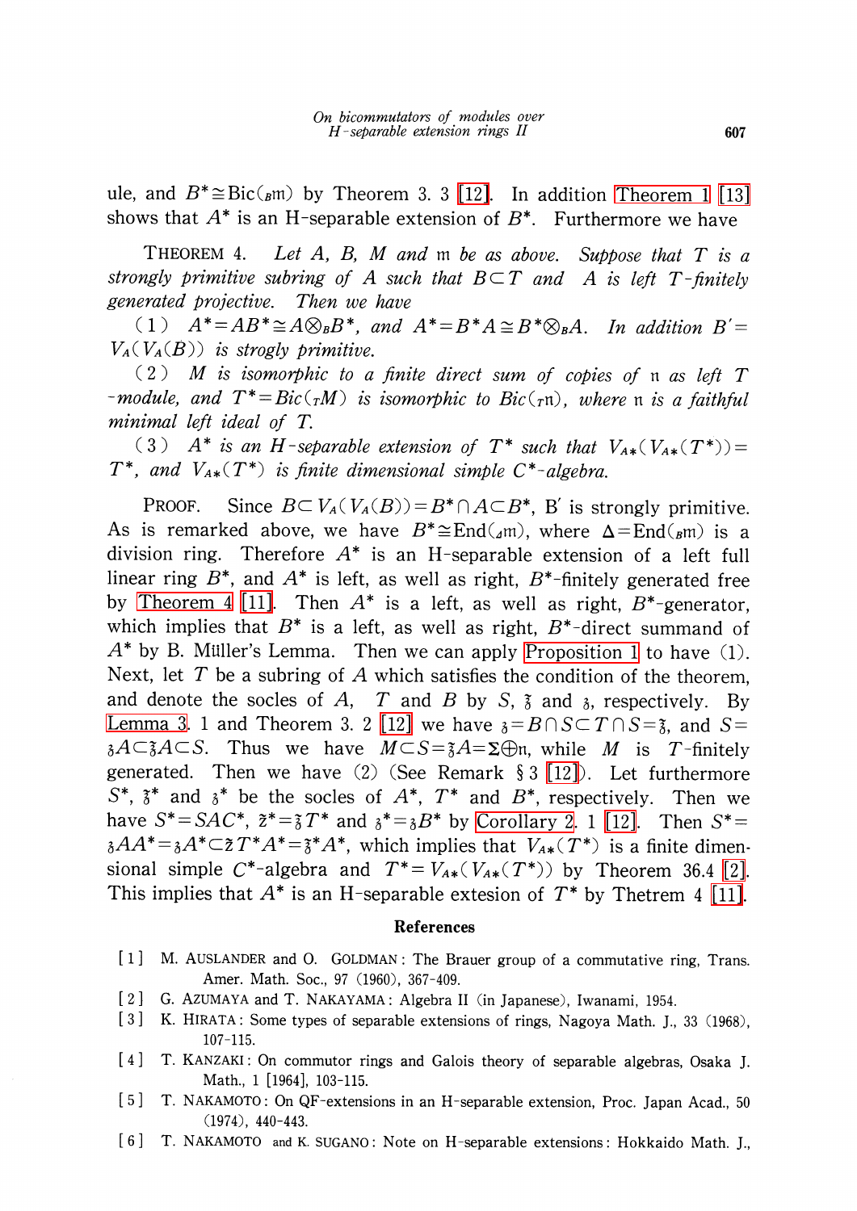ule, and $B^* \cong \mathrm{Bic}(_B\mathfrak{m})$ by Theorem 3. 3 [12]. In addition Theorem 1 [13] shows that $A^*$ is an H-separable extension of $B^*$. Furthermore we have

THEOREM 4. *Let $A$, $B$, $M$ and $\mathfrak{m}$ be as above. Suppose that $T$ is a strongly primitive subring of $A$ such that $B \subset T$ and $A$ is left $T$-finitely generated projective. Then we have*

(1) *$A^* = AB^* \cong A \otimes_B B^*$, and $A^* = B^*A \cong B^* \otimes_B A$. In addition $B' = V_A(V_A(B))$ is strogly primitive.*

(2) *$M$ is isomorphic to a finite direct sum of copies of $\mathfrak{n}$ as left $T$-module, and $T^* = Bic(_TM)$ is isomorphic to $Bic(_T\mathfrak{n})$, where $\mathfrak{n}$ is a faithful minimal left ideal of $T$.*

(3) *$A^*$ is an H-separable extension of $T^*$ such that $V_{A*}(V_{A*}(T^*)) = T^*$, and $V_{A*}(T^*)$ is finite dimensional simple $C^*$-algebra.*

PROOF. Since $B \subset V_A(V_A(B)) = B^* \cap A \subset B^*$, B$'$ is strongly primitive. As is remarked above, we have $B^* \cong \mathrm{End}(_\Delta\mathfrak{m})$, where $\Delta = \mathrm{End}(_B\mathfrak{m})$ is a division ring. Therefore $A^*$ is an H-separable extension of a left full linear ring $B^*$, and $A^*$ is left, as well as right, $B^*$-finitely generated free by Theorem 4 [11]. Then $A^*$ is a left, as well as right, $B^*$-generator, which implies that $B^*$ is a left, as well as right, $B^*$-direct summand of $A^*$ by B. Müller's Lemma. Then we can apply Proposition 1 to have (1). Next, let $T$ be a subring of $A$ which satisfies the condition of the theorem, and denote the socles of $A$, $T$ and $B$ by $S$, $\mathfrak{z}$ and $\mathfrak{z}$, respectively. By Lemma 3. 1 and Theorem 3. 2 [12] we have $\mathfrak{z} = B \cap S \subset T \cap S = \mathfrak{z}$, and $S = \mathfrak{z}A \subset \mathfrak{z}A \subset S$. Thus we have $M \subset S = \mathfrak{z}A = \Sigma \oplus \mathfrak{n}$, while $M$ is $T$-finitely generated. Then we have (2) (See Remark § 3 [12]). Let furthermore $S^*$, $\mathfrak{z}^*$ and $\mathfrak{z}^*$ be the socles of $A^*$, $T^*$ and $B^*$, respectively. Then we have $S^* = SAC^*$, $\mathfrak{z}^* = \mathfrak{z}T^*$ and $\mathfrak{z}^* = \mathfrak{z}B^*$ by Corollary 2. 1 [12]. Then $S^* = \mathfrak{z}AA^* = \mathfrak{z}A^* \subset \mathfrak{z}T^*A^* = \mathfrak{z}^*A^*$, which implies that $V_{A*}(T^*)$ is a finite dimensional simple $C^*$-algebra and $T^* = V_{A*}(V_{A*}(T^*))$ by Theorem 36.4 [2]. This implies that $A^*$ is an H-separable extesion of $T^*$ by Thetrem 4 [11].

## References

[1] M. AUSLANDER and O. GOLDMAN: The Brauer group of a commutative ring, Trans. Amer. Math. Soc., 97 (1960), 367-409.

[2] G. AZUMAYA and T. NAKAYAMA: Algebra II (in Japanese), Iwanami, 1954.

[3] K. HIRATA: Some types of separable extensions of rings, Nagoya Math. J., 33 (1968), 107-115.

[4] T. KANZAKI: On commutor rings and Galois theory of separable algebras, Osaka J. Math., 1 [1964], 103-115.

[5] T. NAKAMOTO: On QF-extensions in an H-separable extension, Proc. Japan Acad., 50 (1974), 440-443.

[6] T. NAKAMOTO and K. SUGANO: Note on H-separable extensions: Hokkaido Math. J.,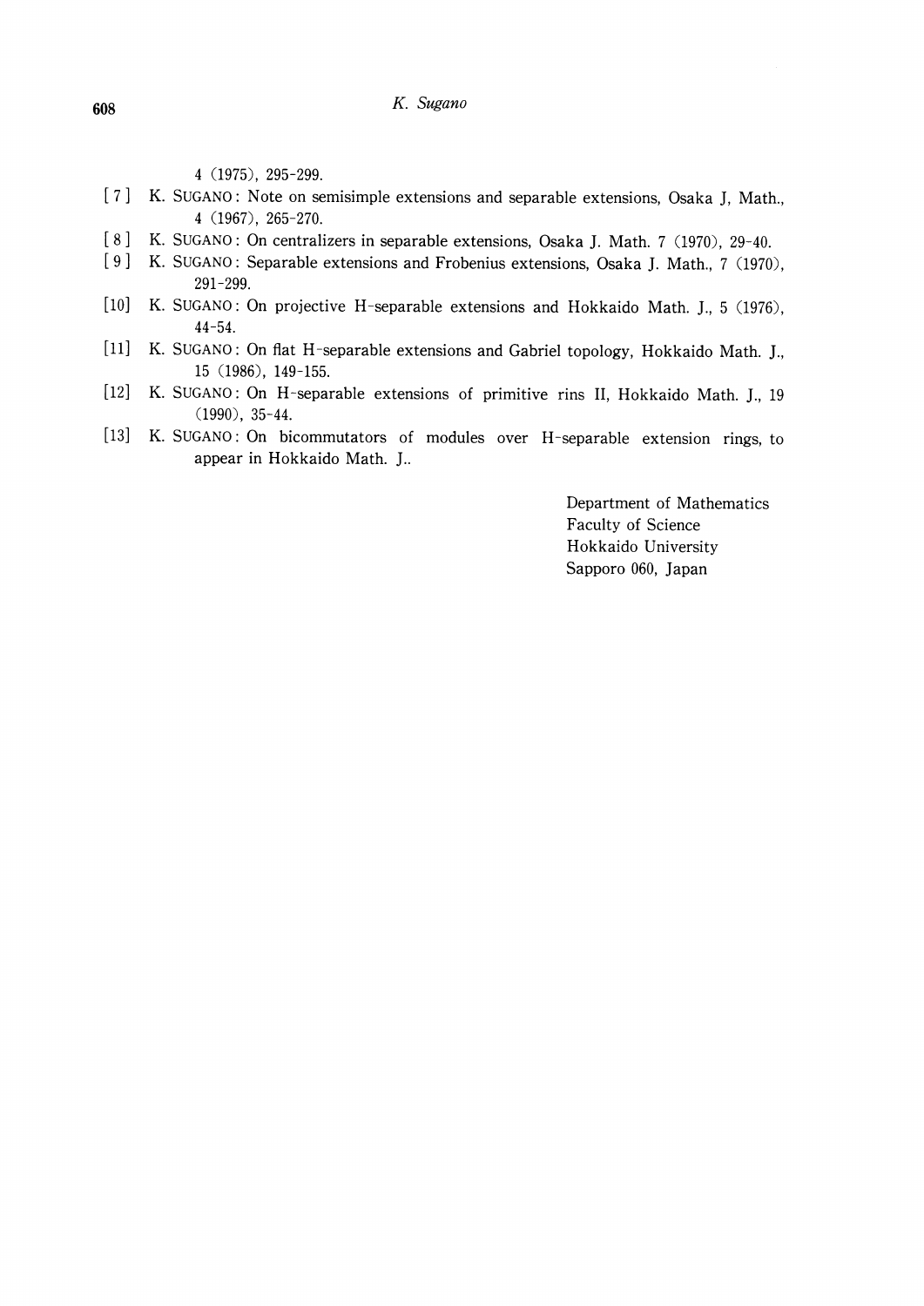4 (1975), 295-299.

[7] K. SUGANO: Note on semisimple extensions and separable extensions, Osaka J, Math., 4 (1967), 265-270.

[8] K. SUGANO: On centralizers in separable extensions, Osaka J. Math. 7 (1970), 29-40.

[9] K. SUGANO: Separable extensions and Frobenius extensions, Osaka J. Math., 7 (1970), 291-299.

[10] K. SUGANO: On projective H-separable extensions and Hokkaido Math. J., 5 (1976), 44-54.

[11] K. SUGANO: On flat H-separable extensions and Gabriel topology, Hokkaido Math. J., 15 (1986), 149-155.

[12] K. SUGANO: On H-separable extensions of primitive rins II, Hokkaido Math. J., 19 (1990), 35-44.

[13] K. SUGANO: On bicommutators of modules over H-separable extension rings, to appear in Hokkaido Math. J..

Department of Mathematics
Faculty of Science
Hokkaido University
Sapporo 060, Japan